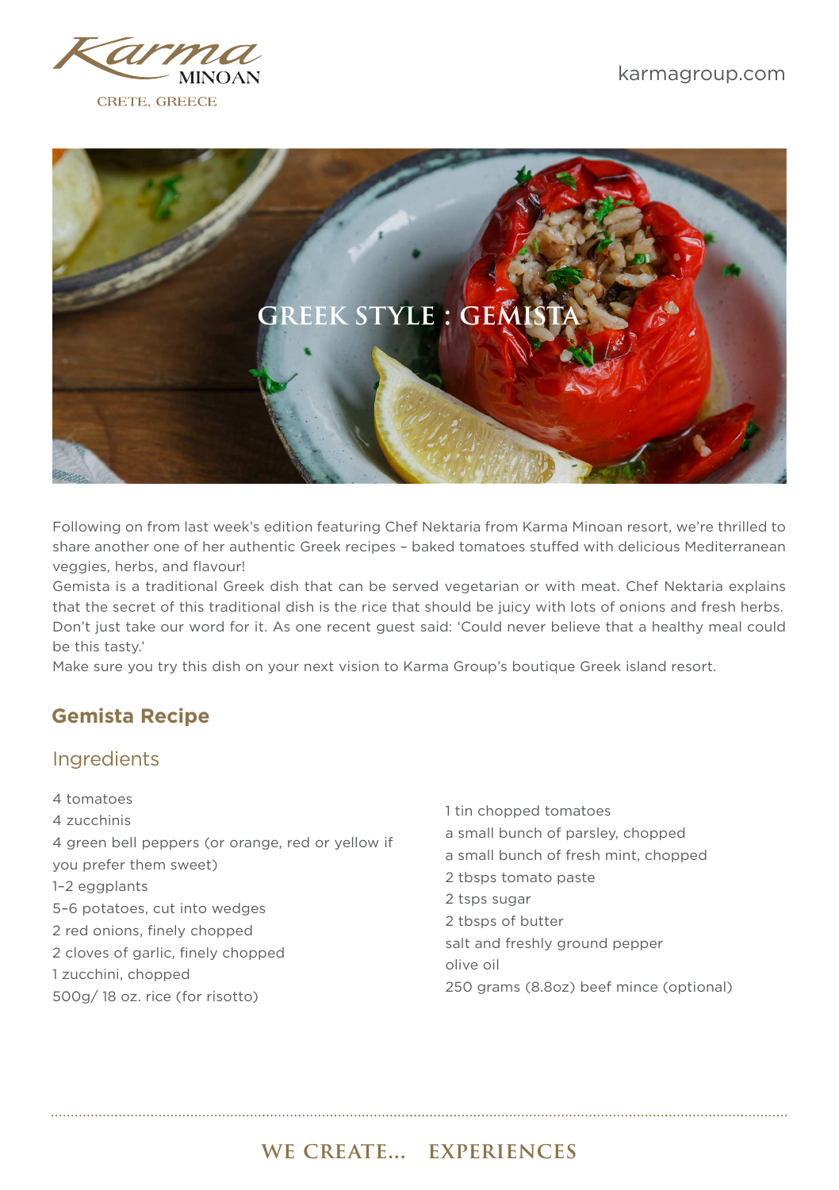# GREEK STYLE : GEMISTA

Following on from last week's edition featuring Chef Nektaria from Karma Minoan resort, we're thrilled to share another one of her authentic Greek recipes – baked tomatoes stuffed with delicious Mediterranean veggies, herbs, and flavour!

Gemista is a traditional Greek dish that can be served vegetarian or with meat. Chef Nektaria explains that the secret of this traditional dish is the rice that should be juicy with lots of onions and fresh herbs. Don't just take our word for it. As one recent guest said: 'Could never believe that a healthy meal could be this tasty.'

Make sure you try this dish on your next vision to Karma Group's boutique Greek island resort.

## Gemista Recipe

### Ingredients

4 tomatoes
4 zucchinis
4 green bell peppers (or orange, red or yellow if you prefer them sweet)
1–2 eggplants
5–6 potatoes, cut into wedges
2 red onions, finely chopped
2 cloves of garlic, finely chopped
1 zucchini, chopped
500g/ 18 oz. rice (for risotto)
1 tin chopped tomatoes
a small bunch of parsley, chopped
a small bunch of fresh mint, chopped
2 tbsps tomato paste
2 tsps sugar
2 tbsps of butter
salt and freshly ground pepper
olive oil
250 grams (8.8oz) beef mince (optional)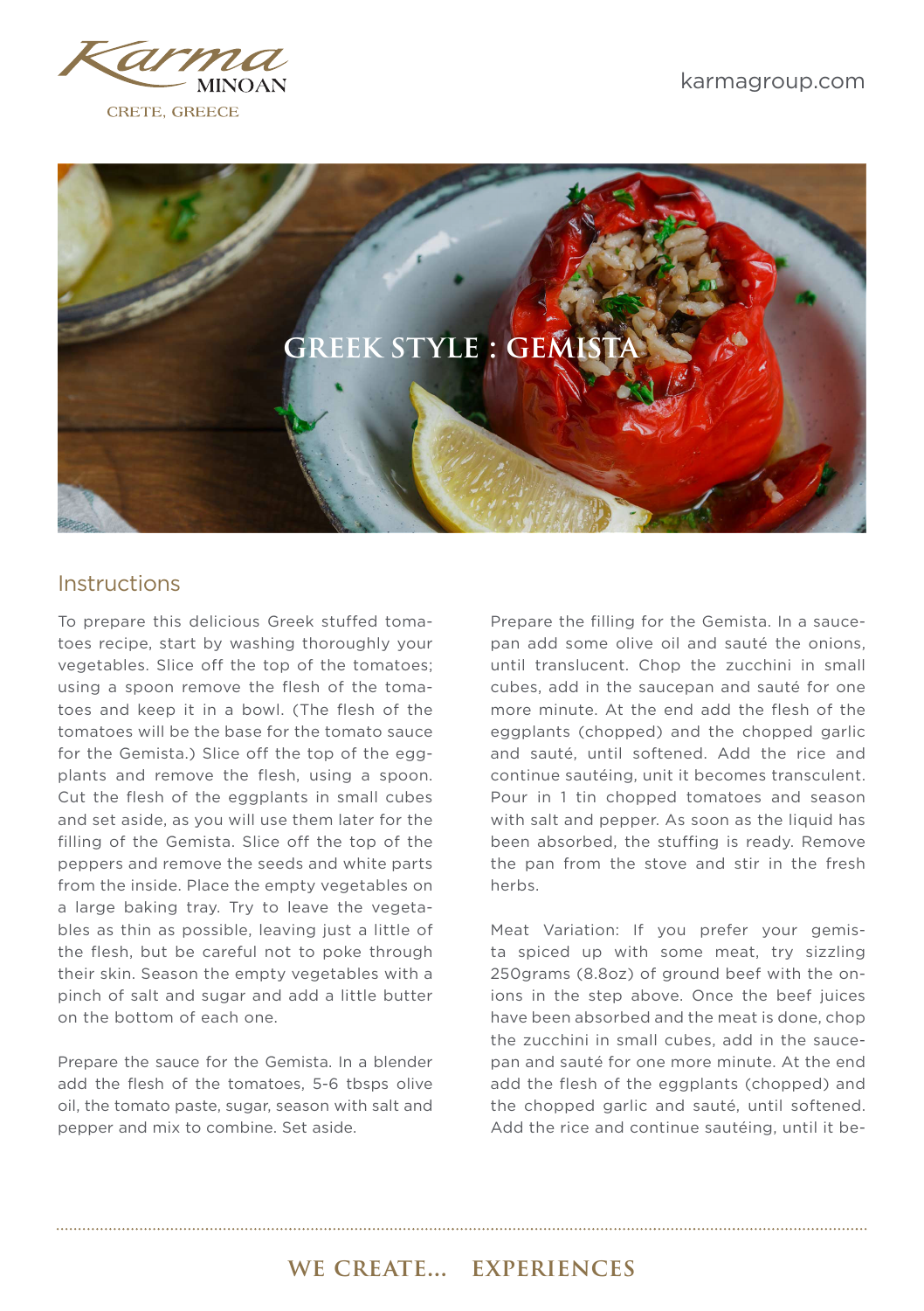# GREEK STYLE : GEMISTA

## Instructions

To prepare this delicious Greek stuffed tomatoes recipe, start by washing thoroughly your vegetables. Slice off the top of the tomatoes; using a spoon remove the flesh of the tomatoes and keep it in a bowl. (The flesh of the tomatoes will be the base for the tomato sauce for the Gemista.) Slice off the top of the eggplants and remove the flesh, using a spoon. Cut the flesh of the eggplants in small cubes and set aside, as you will use them later for the filling of the Gemista. Slice off the top of the peppers and remove the seeds and white parts from the inside. Place the empty vegetables on a large baking tray. Try to leave the vegetables as thin as possible, leaving just a little of the flesh, but be careful not to poke through their skin. Season the empty vegetables with a pinch of salt and sugar and add a little butter on the bottom of each one.

Prepare the sauce for the Gemista. In a blender add the flesh of the tomatoes, 5-6 tbsps olive oil, the tomato paste, sugar, season with salt and pepper and mix to combine. Set aside.

Prepare the filling for the Gemista. In a saucepan add some olive oil and sauté the onions, until translucent. Chop the zucchini in small cubes, add in the saucepan and sauté for one more minute. At the end add the flesh of the eggplants (chopped) and the chopped garlic and sauté, until softened. Add the rice and continue sautéing, unit it becomes transculent. Pour in 1 tin chopped tomatoes and season with salt and pepper. As soon as the liquid has been absorbed, the stuffing is ready. Remove the pan from the stove and stir in the fresh herbs.

Meat Variation: If you prefer your gemista spiced up with some meat, try sizzling 250grams (8.8oz) of ground beef with the onions in the step above. Once the beef juices have been absorbed and the meat is done, chop the zucchini in small cubes, add in the saucepan and sauté for one more minute. At the end add the flesh of the eggplants (chopped) and the chopped garlic and sauté, until softened. Add the rice and continue sautéing, until it be-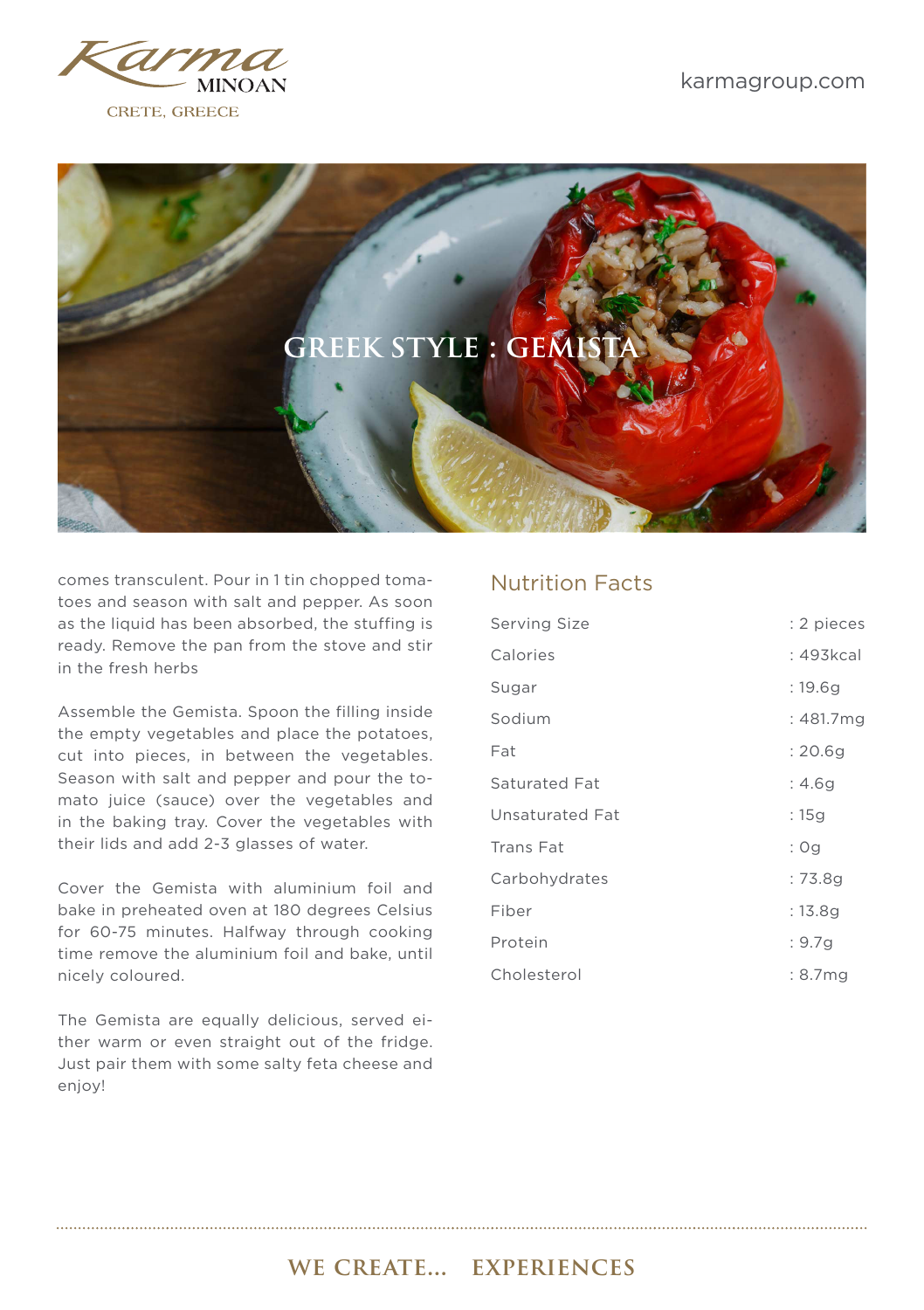# GREEK STYLE : GEMISTA

comes transculent. Pour in 1 tin chopped tomatoes and season with salt and pepper. As soon as the liquid has been absorbed, the stuffing is ready. Remove the pan from the stove and stir in the fresh herbs

Assemble the Gemista. Spoon the filling inside the empty vegetables and place the potatoes, cut into pieces, in between the vegetables. Season with salt and pepper and pour the tomato juice (sauce) over the vegetables and in the baking tray. Cover the vegetables with their lids and add 2-3 glasses of water.

Cover the Gemista with aluminium foil and bake in preheated oven at 180 degrees Celsius for 60-75 minutes. Halfway through cooking time remove the aluminium foil and bake, until nicely coloured.

The Gemista are equally delicious, served either warm or even straight out of the fridge. Just pair them with some salty feta cheese and enjoy!

## Nutrition Facts

| | |
|---|---|
| Serving Size | : 2 pieces |
| Calories | : 493kcal |
| Sugar | : 19.6g |
| Sodium | : 481.7mg |
| Fat | : 20.6g |
| Saturated Fat | : 4.6g |
| Unsaturated Fat | : 15g |
| Trans Fat | : 0g |
| Carbohydrates | : 73.8g |
| Fiber | : 13.8g |
| Protein | : 9.7g |
| Cholesterol | : 8.7mg |